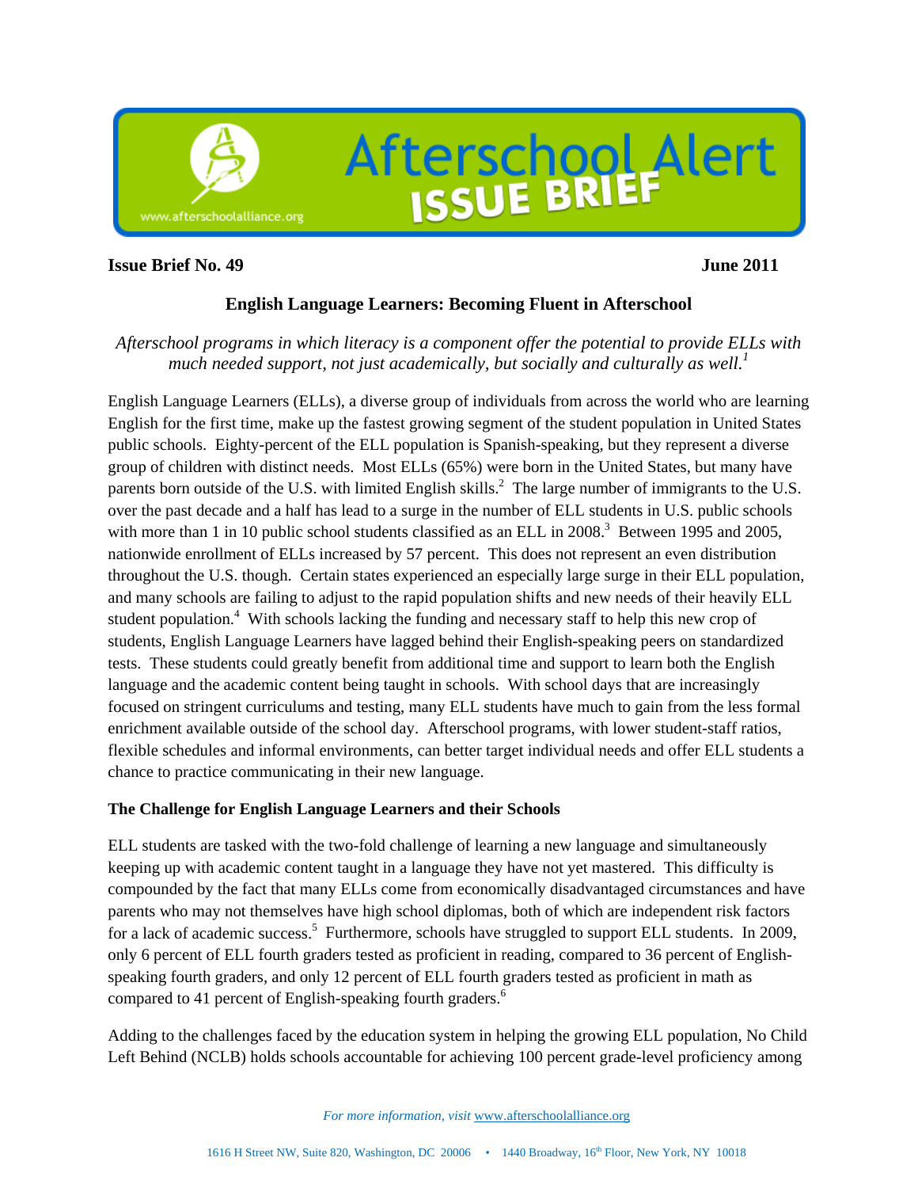Afterschool Alert ISSUE BRIEF

www.afterschoolalliance.org

**Issue Brief No. 49** **June 2011**

## English Language Learners: Becoming Fluent in Afterschool

*Afterschool programs in which literacy is a component offer the potential to provide ELLs with much needed support, not just academically, but socially and culturally as well.*[1]

English Language Learners (ELLs), a diverse group of individuals from across the world who are learning English for the first time, make up the fastest growing segment of the student population in United States public schools. Eighty-percent of the ELL population is Spanish-speaking, but they represent a diverse group of children with distinct needs. Most ELLs (65%) were born in the United States, but many have parents born outside of the U.S. with limited English skills.[2] The large number of immigrants to the U.S. over the past decade and a half has lead to a surge in the number of ELL students in U.S. public schools with more than 1 in 10 public school students classified as an ELL in 2008.[3] Between 1995 and 2005, nationwide enrollment of ELLs increased by 57 percent. This does not represent an even distribution throughout the U.S. though. Certain states experienced an especially large surge in their ELL population, and many schools are failing to adjust to the rapid population shifts and new needs of their heavily ELL student population.[4] With schools lacking the funding and necessary staff to help this new crop of students, English Language Learners have lagged behind their English-speaking peers on standardized tests. These students could greatly benefit from additional time and support to learn both the English language and the academic content being taught in schools. With school days that are increasingly focused on stringent curriculums and testing, many ELL students have much to gain from the less formal enrichment available outside of the school day. Afterschool programs, with lower student-staff ratios, flexible schedules and informal environments, can better target individual needs and offer ELL students a chance to practice communicating in their new language.

### The Challenge for English Language Learners and their Schools

ELL students are tasked with the two-fold challenge of learning a new language and simultaneously keeping up with academic content taught in a language they have not yet mastered. This difficulty is compounded by the fact that many ELLs come from economically disadvantaged circumstances and have parents who may not themselves have high school diplomas, both of which are independent risk factors for a lack of academic success.[5] Furthermore, schools have struggled to support ELL students. In 2009, only 6 percent of ELL fourth graders tested as proficient in reading, compared to 36 percent of English-speaking fourth graders, and only 12 percent of ELL fourth graders tested as proficient in math as compared to 41 percent of English-speaking fourth graders.[6]

Adding to the challenges faced by the education system in helping the growing ELL population, No Child Left Behind (NCLB) holds schools accountable for achieving 100 percent grade-level proficiency among

*For more information, visit* www.afterschoolalliance.org

1616 H Street NW, Suite 820, Washington, DC 20006 • 1440 Broadway, 16th Floor, New York, NY 10018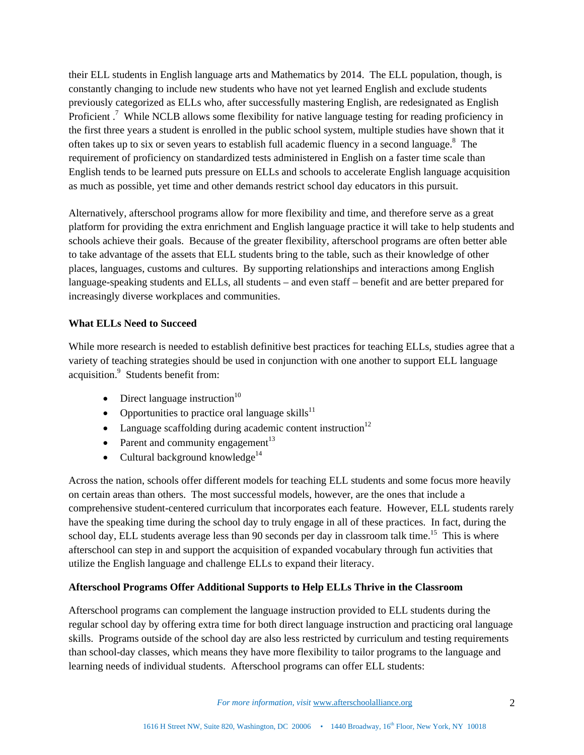their ELL students in English language arts and Mathematics by 2014. The ELL population, though, is constantly changing to include new students who have not yet learned English and exclude students previously categorized as ELLs who, after successfully mastering English, are redesignated as English Proficient .[7] While NCLB allows some flexibility for native language testing for reading proficiency in the first three years a student is enrolled in the public school system, multiple studies have shown that it often takes up to six or seven years to establish full academic fluency in a second language.[8] The requirement of proficiency on standardized tests administered in English on a faster time scale than English tends to be learned puts pressure on ELLs and schools to accelerate English language acquisition as much as possible, yet time and other demands restrict school day educators in this pursuit.

Alternatively, afterschool programs allow for more flexibility and time, and therefore serve as a great platform for providing the extra enrichment and English language practice it will take to help students and schools achieve their goals. Because of the greater flexibility, afterschool programs are often better able to take advantage of the assets that ELL students bring to the table, such as their knowledge of other places, languages, customs and cultures. By supporting relationships and interactions among English language-speaking students and ELLs, all students – and even staff – benefit and are better prepared for increasingly diverse workplaces and communities.

**What ELLs Need to Succeed**

While more research is needed to establish definitive best practices for teaching ELLs, studies agree that a variety of teaching strategies should be used in conjunction with one another to support ELL language acquisition.[9] Students benefit from:

- Direct language instruction[10]
- Opportunities to practice oral language skills[11]
- Language scaffolding during academic content instruction[12]
- Parent and community engagement[13]
- Cultural background knowledge[14]

Across the nation, schools offer different models for teaching ELL students and some focus more heavily on certain areas than others. The most successful models, however, are the ones that include a comprehensive student-centered curriculum that incorporates each feature. However, ELL students rarely have the speaking time during the school day to truly engage in all of these practices. In fact, during the school day, ELL students average less than 90 seconds per day in classroom talk time.[15] This is where afterschool can step in and support the acquisition of expanded vocabulary through fun activities that utilize the English language and challenge ELLs to expand their literacy.

**Afterschool Programs Offer Additional Supports to Help ELLs Thrive in the Classroom**

Afterschool programs can complement the language instruction provided to ELL students during the regular school day by offering extra time for both direct language instruction and practicing oral language skills. Programs outside of the school day are also less restricted by curriculum and testing requirements than school-day classes, which means they have more flexibility to tailor programs to the language and learning needs of individual students. Afterschool programs can offer ELL students: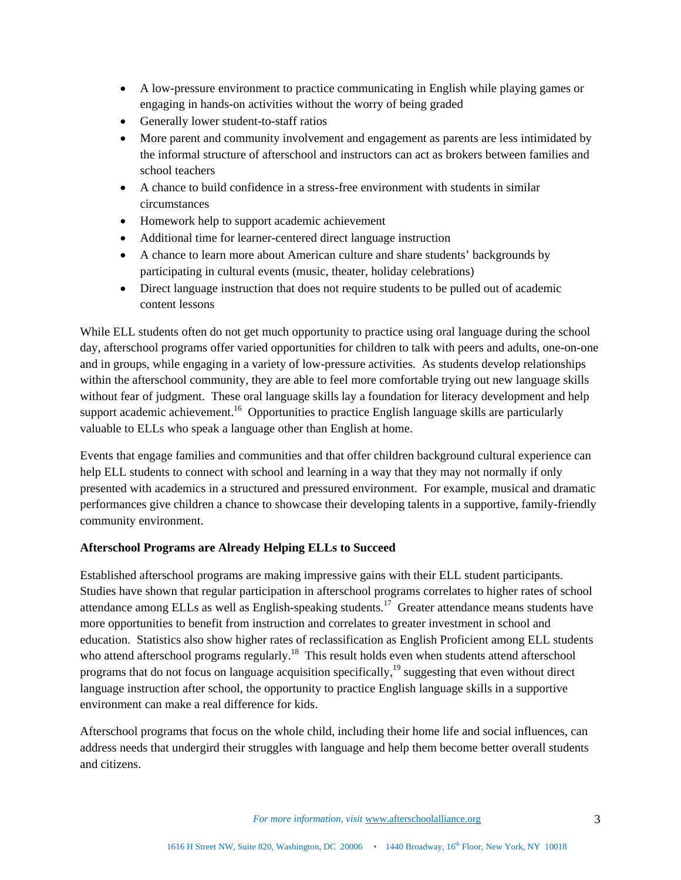- A low-pressure environment to practice communicating in English while playing games or engaging in hands-on activities without the worry of being graded
- Generally lower student-to-staff ratios
- More parent and community involvement and engagement as parents are less intimidated by the informal structure of afterschool and instructors can act as brokers between families and school teachers
- A chance to build confidence in a stress-free environment with students in similar circumstances
- Homework help to support academic achievement
- Additional time for learner-centered direct language instruction
- A chance to learn more about American culture and share students' backgrounds by participating in cultural events (music, theater, holiday celebrations)
- Direct language instruction that does not require students to be pulled out of academic content lessons

While ELL students often do not get much opportunity to practice using oral language during the school day, afterschool programs offer varied opportunities for children to talk with peers and adults, one-on-one and in groups, while engaging in a variety of low-pressure activities. As students develop relationships within the afterschool community, they are able to feel more comfortable trying out new language skills without fear of judgment. These oral language skills lay a foundation for literacy development and help support academic achievement.[16] Opportunities to practice English language skills are particularly valuable to ELLs who speak a language other than English at home.

Events that engage families and communities and that offer children background cultural experience can help ELL students to connect with school and learning in a way that they may not normally if only presented with academics in a structured and pressured environment. For example, musical and dramatic performances give children a chance to showcase their developing talents in a supportive, family-friendly community environment.

**Afterschool Programs are Already Helping ELLs to Succeed**

Established afterschool programs are making impressive gains with their ELL student participants. Studies have shown that regular participation in afterschool programs correlates to higher rates of school attendance among ELLs as well as English-speaking students.[17] Greater attendance means students have more opportunities to benefit from instruction and correlates to greater investment in school and education. Statistics also show higher rates of reclassification as English Proficient among ELL students who attend afterschool programs regularly.[18] This result holds even when students attend afterschool programs that do not focus on language acquisition specifically,[19] suggesting that even without direct language instruction after school, the opportunity to practice English language skills in a supportive environment can make a real difference for kids.

Afterschool programs that focus on the whole child, including their home life and social influences, can address needs that undergird their struggles with language and help them become better overall students and citizens.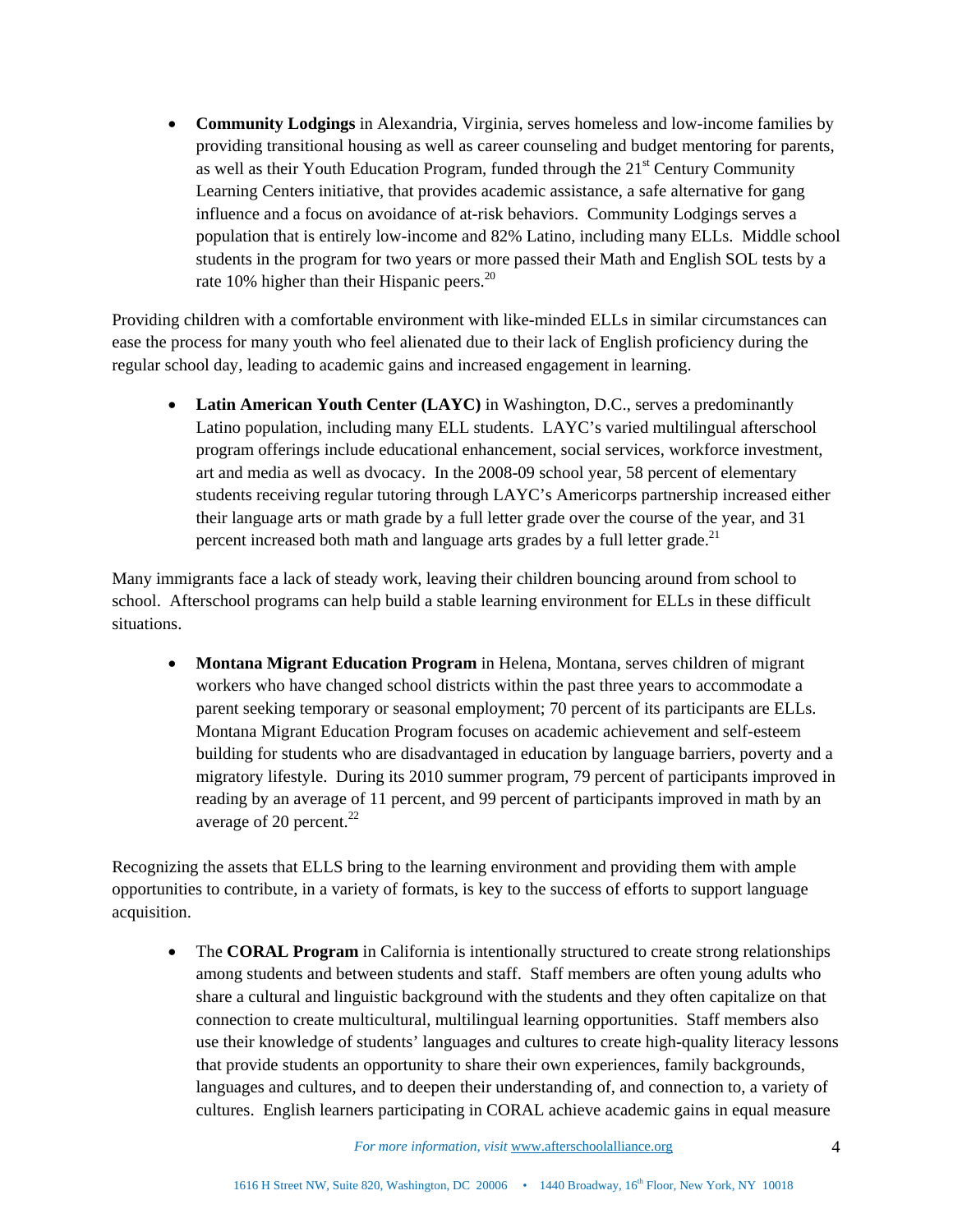- **Community Lodgings** in Alexandria, Virginia, serves homeless and low-income families by providing transitional housing as well as career counseling and budget mentoring for parents, as well as their Youth Education Program, funded through the 21st Century Community Learning Centers initiative, that provides academic assistance, a safe alternative for gang influence and a focus on avoidance of at-risk behaviors. Community Lodgings serves a population that is entirely low-income and 82% Latino, including many ELLs. Middle school students in the program for two years or more passed their Math and English SOL tests by a rate 10% higher than their Hispanic peers.[20]

Providing children with a comfortable environment with like-minded ELLs in similar circumstances can ease the process for many youth who feel alienated due to their lack of English proficiency during the regular school day, leading to academic gains and increased engagement in learning.

- **Latin American Youth Center (LAYC)** in Washington, D.C., serves a predominantly Latino population, including many ELL students. LAYC's varied multilingual afterschool program offerings include educational enhancement, social services, workforce investment, art and media as well as dvocacy. In the 2008-09 school year, 58 percent of elementary students receiving regular tutoring through LAYC's Americorps partnership increased either their language arts or math grade by a full letter grade over the course of the year, and 31 percent increased both math and language arts grades by a full letter grade.[21]

Many immigrants face a lack of steady work, leaving their children bouncing around from school to school. Afterschool programs can help build a stable learning environment for ELLs in these difficult situations.

- **Montana Migrant Education Program** in Helena, Montana, serves children of migrant workers who have changed school districts within the past three years to accommodate a parent seeking temporary or seasonal employment; 70 percent of its participants are ELLs. Montana Migrant Education Program focuses on academic achievement and self-esteem building for students who are disadvantaged in education by language barriers, poverty and a migratory lifestyle. During its 2010 summer program, 79 percent of participants improved in reading by an average of 11 percent, and 99 percent of participants improved in math by an average of 20 percent.[22]

Recognizing the assets that ELLS bring to the learning environment and providing them with ample opportunities to contribute, in a variety of formats, is key to the success of efforts to support language acquisition.

- The **CORAL Program** in California is intentionally structured to create strong relationships among students and between students and staff. Staff members are often young adults who share a cultural and linguistic background with the students and they often capitalize on that connection to create multicultural, multilingual learning opportunities. Staff members also use their knowledge of students' languages and cultures to create high-quality literacy lessons that provide students an opportunity to share their own experiences, family backgrounds, languages and cultures, and to deepen their understanding of, and connection to, a variety of cultures. English learners participating in CORAL achieve academic gains in equal measure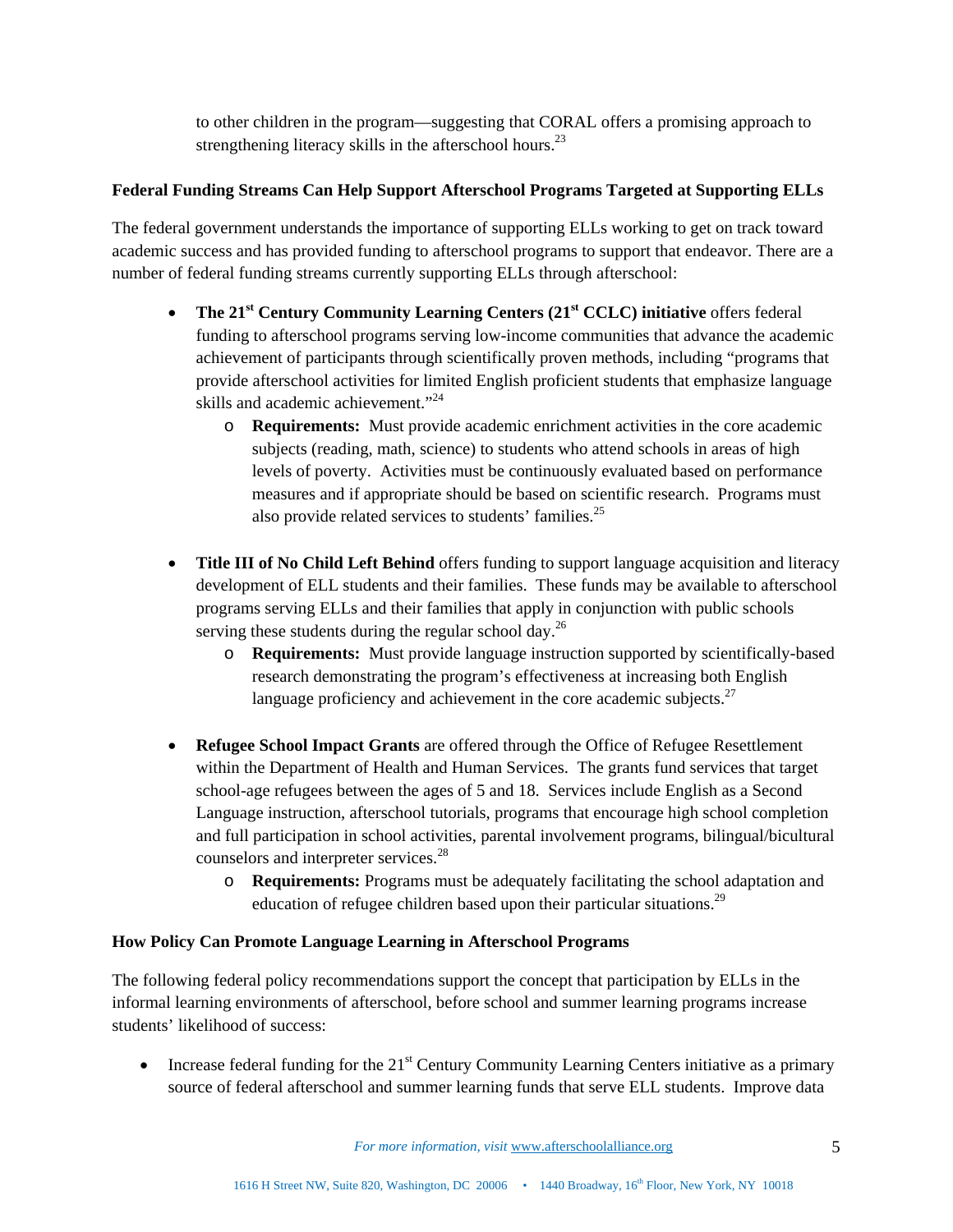to other children in the program—suggesting that CORAL offers a promising approach to strengthening literacy skills in the afterschool hours.[23]

**Federal Funding Streams Can Help Support Afterschool Programs Targeted at Supporting ELLs**

The federal government understands the importance of supporting ELLs working to get on track toward academic success and has provided funding to afterschool programs to support that endeavor. There are a number of federal funding streams currently supporting ELLs through afterschool:

- **The 21st Century Community Learning Centers (21st CCLC) initiative** offers federal funding to afterschool programs serving low-income communities that advance the academic achievement of participants through scientifically proven methods, including "programs that provide afterschool activities for limited English proficient students that emphasize language skills and academic achievement."[24]
  - **Requirements:** Must provide academic enrichment activities in the core academic subjects (reading, math, science) to students who attend schools in areas of high levels of poverty. Activities must be continuously evaluated based on performance measures and if appropriate should be based on scientific research. Programs must also provide related services to students' families.[25]

- **Title III of No Child Left Behind** offers funding to support language acquisition and literacy development of ELL students and their families. These funds may be available to afterschool programs serving ELLs and their families that apply in conjunction with public schools serving these students during the regular school day.[26]
  - **Requirements:** Must provide language instruction supported by scientifically-based research demonstrating the program's effectiveness at increasing both English language proficiency and achievement in the core academic subjects.[27]

- **Refugee School Impact Grants** are offered through the Office of Refugee Resettlement within the Department of Health and Human Services. The grants fund services that target school-age refugees between the ages of 5 and 18. Services include English as a Second Language instruction, afterschool tutorials, programs that encourage high school completion and full participation in school activities, parental involvement programs, bilingual/bicultural counselors and interpreter services.[28]
  - **Requirements:** Programs must be adequately facilitating the school adaptation and education of refugee children based upon their particular situations.[29]

**How Policy Can Promote Language Learning in Afterschool Programs**

The following federal policy recommendations support the concept that participation by ELLs in the informal learning environments of afterschool, before school and summer learning programs increase students' likelihood of success:

- Increase federal funding for the 21st Century Community Learning Centers initiative as a primary source of federal afterschool and summer learning funds that serve ELL students. Improve data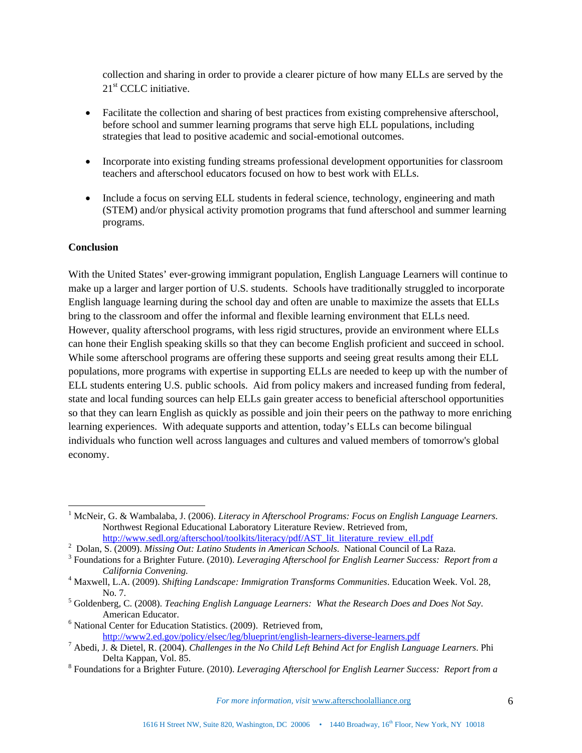collection and sharing in order to provide a clearer picture of how many ELLs are served by the 21st CCLC initiative.

- Facilitate the collection and sharing of best practices from existing comprehensive afterschool, before school and summer learning programs that serve high ELL populations, including strategies that lead to positive academic and social-emotional outcomes.

- Incorporate into existing funding streams professional development opportunities for classroom teachers and afterschool educators focused on how to best work with ELLs.

- Include a focus on serving ELL students in federal science, technology, engineering and math (STEM) and/or physical activity promotion programs that fund afterschool and summer learning programs.

**Conclusion**

With the United States' ever-growing immigrant population, English Language Learners will continue to make up a larger and larger portion of U.S. students. Schools have traditionally struggled to incorporate English language learning during the school day and often are unable to maximize the assets that ELLs bring to the classroom and offer the informal and flexible learning environment that ELLs need. However, quality afterschool programs, with less rigid structures, provide an environment where ELLs can hone their English speaking skills so that they can become English proficient and succeed in school. While some afterschool programs are offering these supports and seeing great results among their ELL populations, more programs with expertise in supporting ELLs are needed to keep up with the number of ELL students entering U.S. public schools. Aid from policy makers and increased funding from federal, state and local funding sources can help ELLs gain greater access to beneficial afterschool opportunities so that they can learn English as quickly as possible and join their peers on the pathway to more enriching learning experiences. With adequate supports and attention, today's ELLs can become bilingual individuals who function well across languages and cultures and valued members of tomorrow's global economy.

---

[1] McNeir, G. & Wambalaba, J. (2006). *Literacy in Afterschool Programs: Focus on English Language Learners*. Northwest Regional Educational Laboratory Literature Review. Retrieved from, http://www.sedl.org/afterschool/toolkits/literacy/pdf/AST_lit_literature_review_ell.pdf

[2] Dolan, S. (2009). *Missing Out: Latino Students in American Schools*. National Council of La Raza.

[3] Foundations for a Brighter Future. (2010). *Leveraging Afterschool for English Learner Success: Report from a California Convening.*

[4] Maxwell, L.A. (2009). *Shifting Landscape: Immigration Transforms Communities*. Education Week. Vol. 28, No. 7.

[5] Goldenberg, C. (2008). *Teaching English Language Learners: What the Research Does and Does Not Say*. American Educator.

[6] National Center for Education Statistics. (2009). Retrieved from, http://www2.ed.gov/policy/elsec/leg/blueprint/english-learners-diverse-learners.pdf

[7] Abedi, J. & Dietel, R. (2004). *Challenges in the No Child Left Behind Act for English Language Learners*. Phi Delta Kappan, Vol. 85.

[8] Foundations for a Brighter Future. (2010). *Leveraging Afterschool for English Learner Success: Report from a*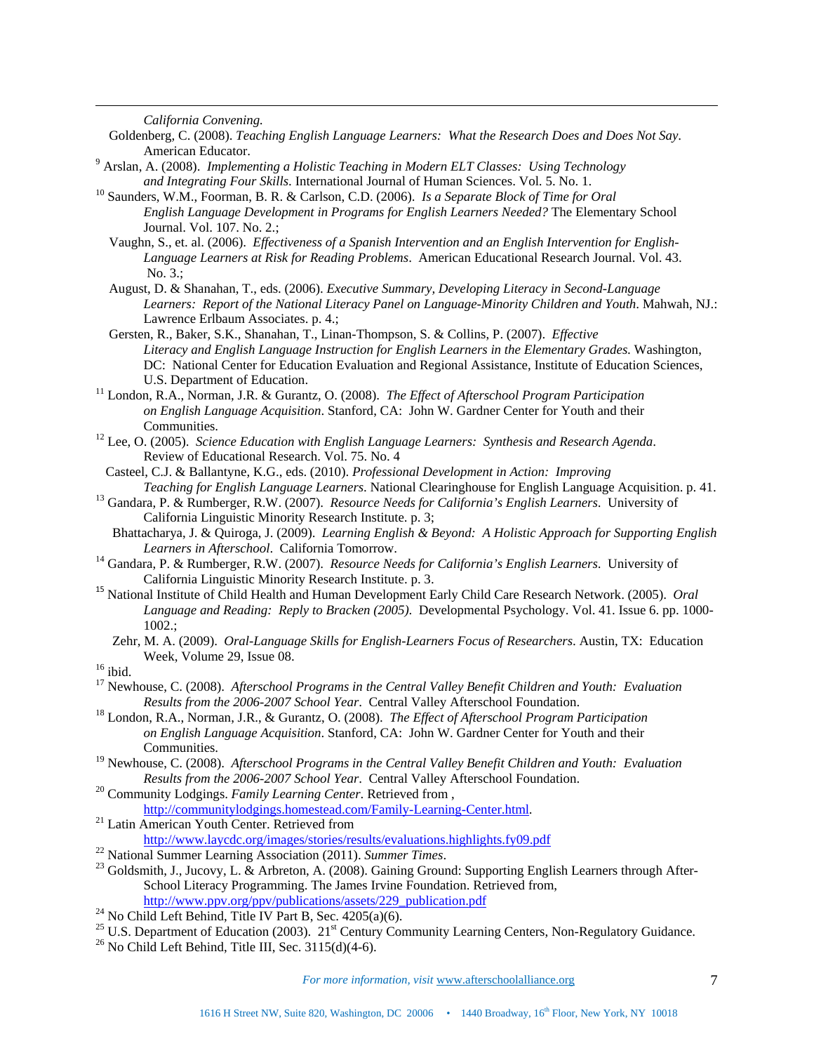*California Convening.*

Goldenberg, C. (2008). *Teaching English Language Learners: What the Research Does and Does Not Say*. American Educator.

[9] Arslan, A. (2008). *Implementing a Holistic Teaching in Modern ELT Classes: Using Technology and Integrating Four Skills*. International Journal of Human Sciences. Vol. 5. No. 1.

[10] Saunders, W.M., Foorman, B. R. & Carlson, C.D. (2006). *Is a Separate Block of Time for Oral English Language Development in Programs for English Learners Needed?* The Elementary School Journal. Vol. 107. No. 2.;

Vaughn, S., et. al. (2006). *Effectiveness of a Spanish Intervention and an English Intervention for English-Language Learners at Risk for Reading Problems*. American Educational Research Journal. Vol. 43. No. 3.;

August, D. & Shanahan, T., eds. (2006). *Executive Summary, Developing Literacy in Second-Language Learners: Report of the National Literacy Panel on Language-Minority Children and Youth*. Mahwah, NJ.: Lawrence Erlbaum Associates. p. 4.;

Gersten, R., Baker, S.K., Shanahan, T., Linan-Thompson, S. & Collins, P. (2007). *Effective Literacy and English Language Instruction for English Learners in the Elementary Grades*. Washington, DC: National Center for Education Evaluation and Regional Assistance, Institute of Education Sciences, U.S. Department of Education.

[11] London, R.A., Norman, J.R. & Gurantz, O. (2008). *The Effect of Afterschool Program Participation on English Language Acquisition*. Stanford, CA: John W. Gardner Center for Youth and their Communities.

[12] Lee, O. (2005). *Science Education with English Language Learners: Synthesis and Research Agenda*. Review of Educational Research. Vol. 75. No. 4

Casteel, C.J. & Ballantyne, K.G., eds. (2010). *Professional Development in Action: Improving Teaching for English Language Learners*. National Clearinghouse for English Language Acquisition. p. 41.

[13] Gandara, P. & Rumberger, R.W. (2007). *Resource Needs for California's English Learners*. University of California Linguistic Minority Research Institute. p. 3;

Bhattacharya, J. & Quiroga, J. (2009). *Learning English & Beyond: A Holistic Approach for Supporting English Learners in Afterschool*. California Tomorrow.

[14] Gandara, P. & Rumberger, R.W. (2007). *Resource Needs for California's English Learners*. University of California Linguistic Minority Research Institute. p. 3.

[15] National Institute of Child Health and Human Development Early Child Care Research Network. (2005). *Oral Language and Reading: Reply to Bracken (2005)*. Developmental Psychology. Vol. 41. Issue 6. pp. 1000-1002.;

Zehr, M. A. (2009). *Oral-Language Skills for English-Learners Focus of Researchers*. Austin, TX: Education Week, Volume 29, Issue 08.

[16] ibid.

[17] Newhouse, C. (2008). *Afterschool Programs in the Central Valley Benefit Children and Youth: Evaluation Results from the 2006-2007 School Year*. Central Valley Afterschool Foundation.

[18] London, R.A., Norman, J.R., & Gurantz, O. (2008). *The Effect of Afterschool Program Participation on English Language Acquisition*. Stanford, CA: John W. Gardner Center for Youth and their Communities.

[19] Newhouse, C. (2008). *Afterschool Programs in the Central Valley Benefit Children and Youth: Evaluation Results from the 2006-2007 School Year*. Central Valley Afterschool Foundation.

[20] Community Lodgings. *Family Learning Center*. Retrieved from , http://communitylodgings.homestead.com/Family-Learning-Center.html.

[21] Latin American Youth Center. Retrieved from http://www.laycdc.org/images/stories/results/evaluations.highlights.fy09.pdf

[22] National Summer Learning Association (2011). *Summer Times*.

[23] Goldsmith, J., Jucovy, L. & Arbreton, A. (2008). Gaining Ground: Supporting English Learners through After-School Literacy Programming. The James Irvine Foundation. Retrieved from, http://www.ppv.org/ppv/publications/assets/229_publication.pdf

[24] No Child Left Behind, Title IV Part B, Sec. 4205(a)(6).

[25] U.S. Department of Education (2003). 21st Century Community Learning Centers, Non-Regulatory Guidance.

[26] No Child Left Behind, Title III, Sec. 3115(d)(4-6).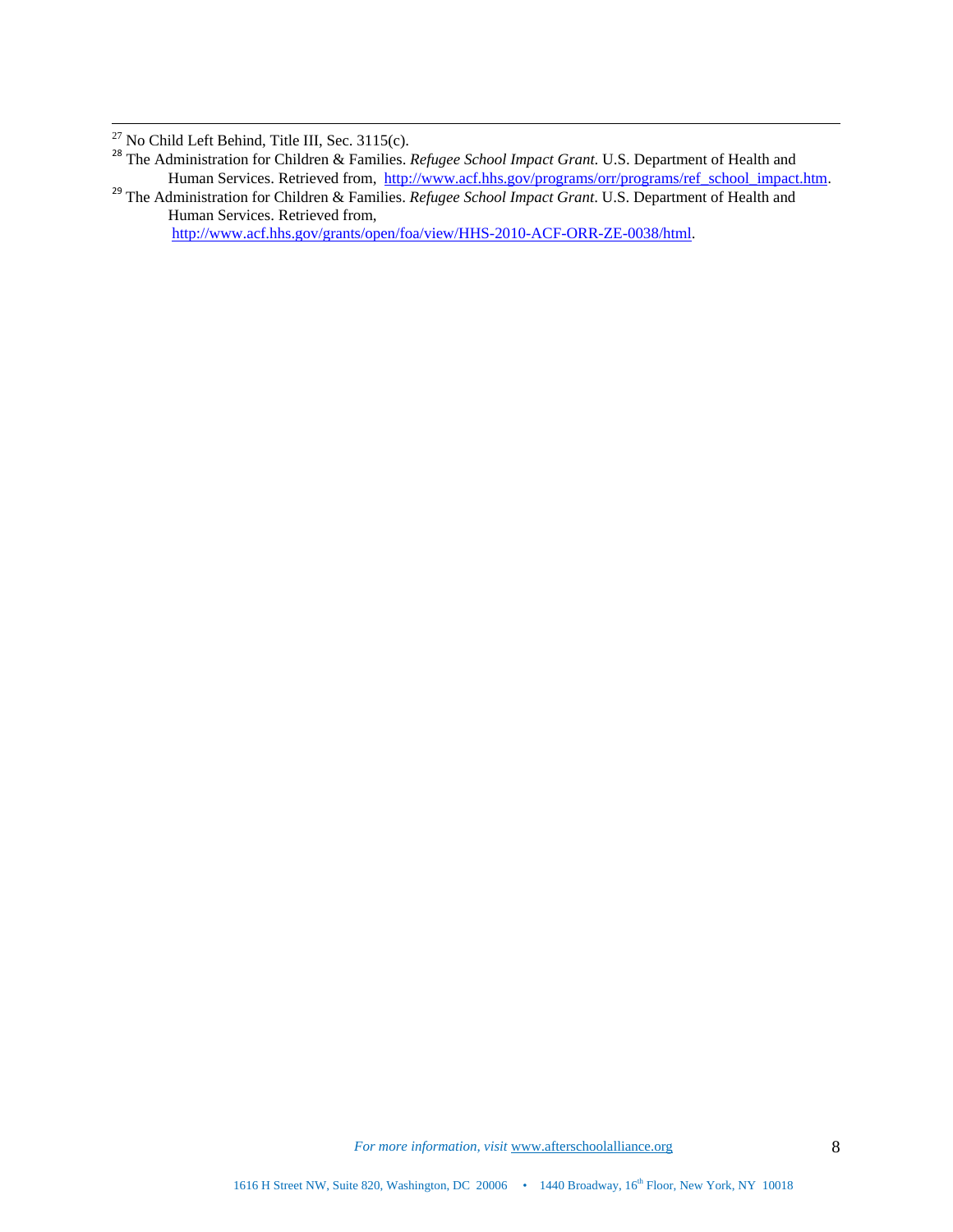[27] No Child Left Behind, Title III, Sec. 3115(c).

[28] The Administration for Children & Families. *Refugee School Impact Grant.* U.S. Department of Health and Human Services. Retrieved from, http://www.acf.hhs.gov/programs/orr/programs/ref_school_impact.htm.

[29] The Administration for Children & Families. *Refugee School Impact Grant*. U.S. Department of Health and Human Services. Retrieved from, http://www.acf.hhs.gov/grants/open/foa/view/HHS-2010-ACF-ORR-ZE-0038/html.

*For more information, visit* www.afterschoolalliance.org

1616 H Street NW, Suite 820, Washington, DC 20006 • 1440 Broadway, 16th Floor, New York, NY 10018